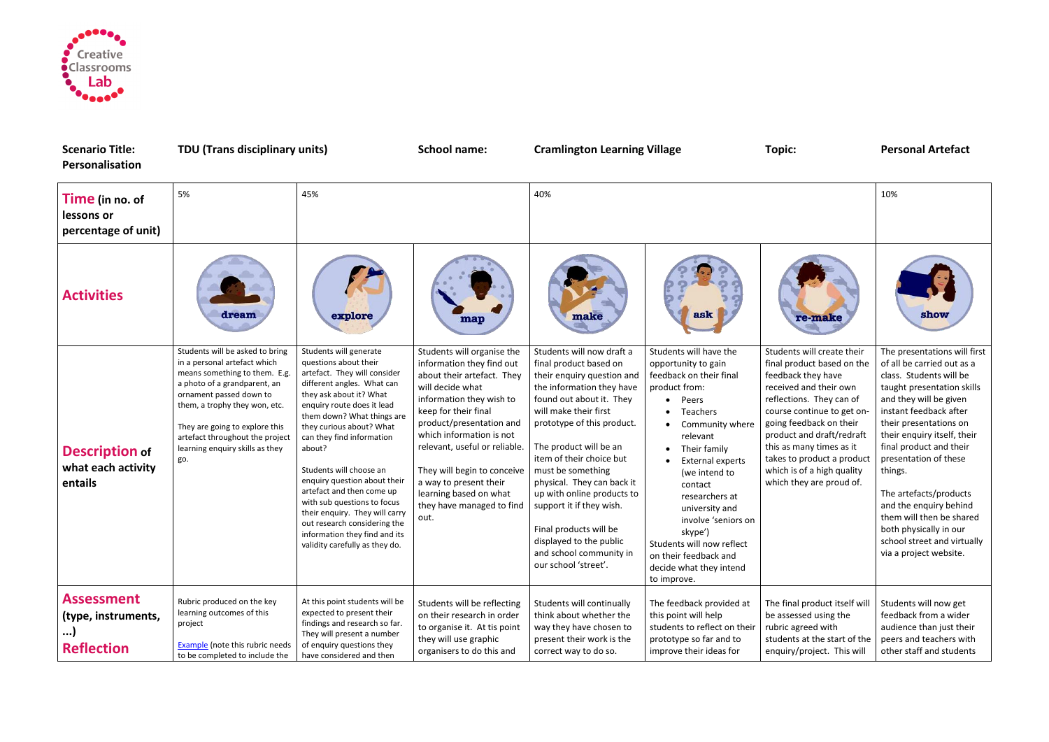Creative Classrooms Lab

| **Scenario Title: Personalisation** | **TDU (Trans disciplinary units)** | **School name:** | **Cramlington Learning Village** | **Topic:** | **Personal Artefact** |
|---|---|---|---|---|---|

| **Time** (in no. of lessons or percentage of unit) | 5% | 45% | | 40% | | | 10% |
|---|---|---|---|---|---|---|---|
| **Activities** | dream | explore | map | make | ask | re-make | show |
| **Description** of what each activity entails | Students will be asked to bring in a personal artefact which means something to them. E.g. a photo of a grandparent, an ornament passed down to them, a trophy they won, etc.<br><br>They are going to explore this artefact throughout the project learning enquiry skills as they go. | Students will generate questions about their artefact. They will consider different angles. What can they ask about it? What enquiry route does it lead them down? What things are they curious about? What can they find information about?<br><br>Students will choose an enquiry question about their artefact and then come up with sub questions to focus their enquiry. They will carry out research considering the information they find and its validity carefully as they do. | Students will organise the information they find out about their artefact. They will decide what information they wish to keep for their final product/presentation and which information is not relevant, useful or reliable.<br><br>They will begin to conceive a way to present their learning based on what they have managed to find out. | Students will now draft a final product based on their enquiry question and the information they have found out about it. They will make their first prototype of this product.<br><br>The product will be an item of their choice but must be something physical. They can back it up with online products to support it if they wish.<br><br>Final products will be displayed to the public and school community in our school 'street'. | Students will have the opportunity to gain feedback on their final product from:<br>• Peers<br>• Teachers<br>• Community where relevant<br>• Their family<br>• External experts (we intend to contact researchers at university and involve 'seniors on skype')<br>Students will now reflect on their feedback and decide what they intend to improve. | Students will create their final product based on the feedback they have received and their own reflections. They can of course continue to get on-going feedback on their product and draft/redraft this as many times as it takes to product a product which is of a high quality which they are proud of. | The presentations will first of all be carried out as a class. Students will be taught presentation skills and they will be given instant feedback after their presentations on their enquiry itself, their final product and their presentation of these things.<br><br>The artefacts/products and the enquiry behind them will then be shared both physically in our school street and virtually via a project website. |
| **Assessment** (type, instruments, ...) **Reflection** | Rubric produced on the key learning outcomes of this project<br><br>[Example] (note this rubric needs to be completed to include the | At this point students will be expected to present their findings and research so far. They will present a number of enquiry questions they have considered and then | Students will be reflecting on their research in order to organise it. At tis point they will use graphic organisers to do this and | Students will continually think about whether the way they have chosen to present their work is the correct way to do so. | The feedback provided at this point will help students to reflect on their prototype so far and to improve their ideas for | The final product itself will be assessed using the rubric agreed with students at the start of the enquiry/project. This will | Students will now get feedback from a wider audience than just their peers and teachers with other staff and students |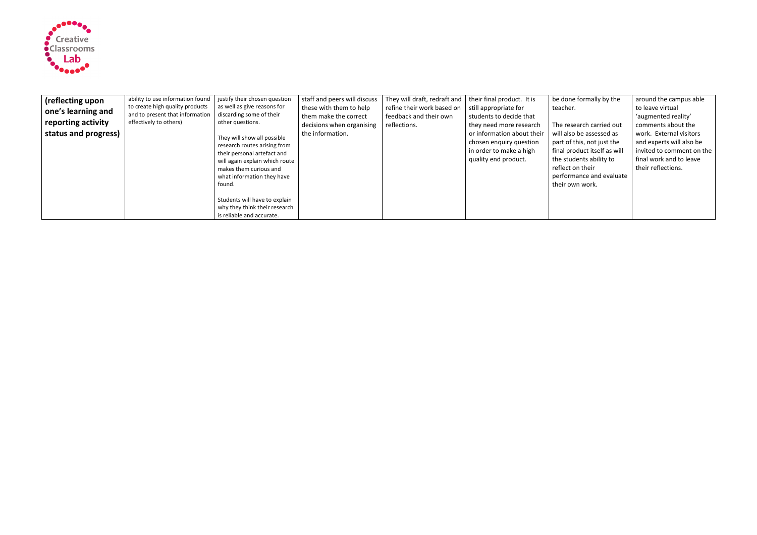| (reflecting upon one's learning and reporting activity status and progress) | ability to use information found to create high quality products and to present that information effectively to others) | justify their chosen question as well as give reasons for discarding some of their other questions.<br><br>They will show all possible research routes arising from their personal artefact and will again explain which route makes them curious and what information they have found.<br><br>Students will have to explain why they think their research is reliable and accurate. | staff and peers will discuss these with them to help them make the correct decisions when organising the information. | They will draft, redraft and refine their work based on feedback and their own reflections. | their final product. It is still appropriate for students to decide that they need more research or information about their chosen enquiry question in order to make a high quality end product. | be done formally by the teacher.<br><br>The research carried out will also be assessed as part of this, not just the final product itself as will the students ability to reflect on their performance and evaluate their own work. | around the campus able to leave virtual 'augmented reality' comments about the work. External visitors and experts will also be invited to comment on the final work and to leave their reflections. |
|---|---|---|---|---|---|---|---|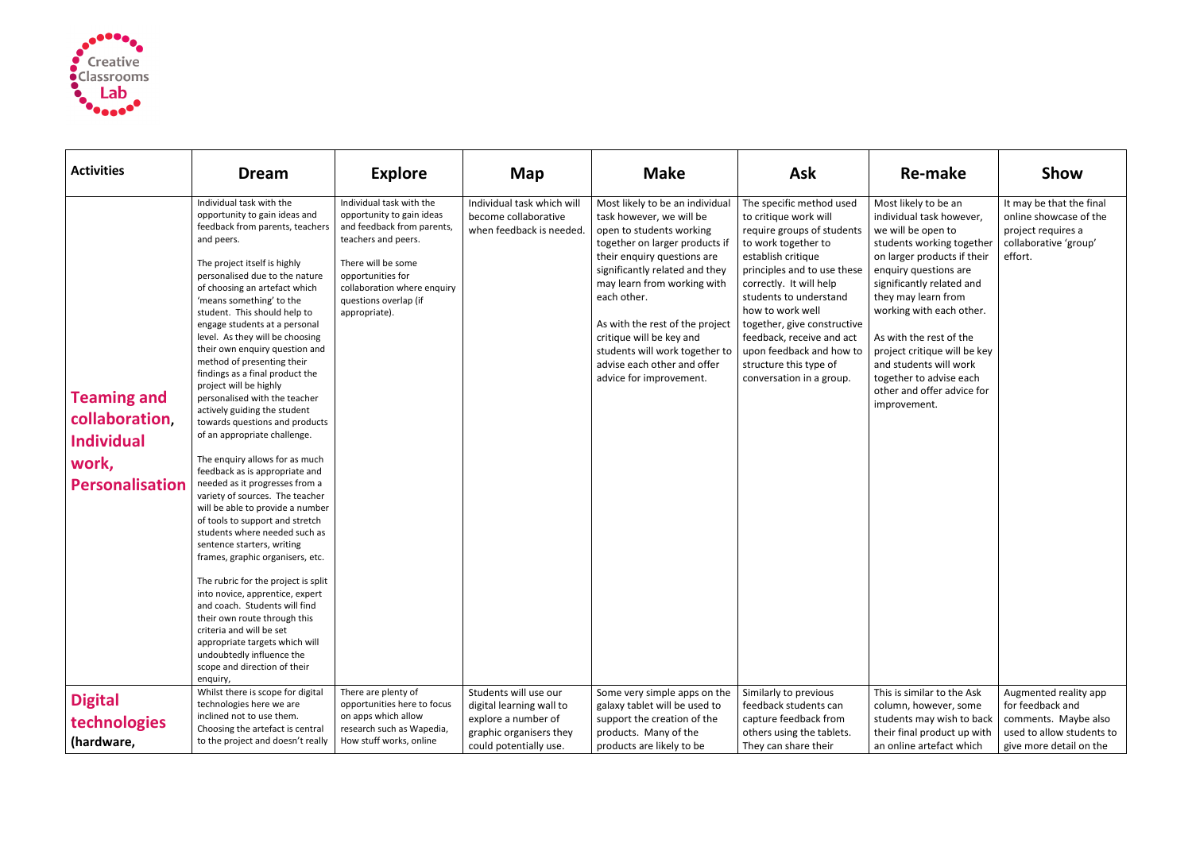| Activities | Dream | Explore | Map | Make | Ask | Re-make | Show |
|---|---|---|---|---|---|---|---|
| **Teaming and collaboration, Individual work, Personalisation** | Individual task with the opportunity to gain ideas and feedback from parents, teachers and peers.<br><br>The project itself is highly personalised due to the nature of choosing an artefact which 'means something' to the student. This should help to engage students at a personal level. As they will be choosing their own enquiry question and method of presenting their findings as a final product the project will be highly personalised with the teacher actively guiding the student towards questions and products of an appropriate challenge.<br><br>The enquiry allows for as much feedback as is appropriate and needed as it progresses from a variety of sources. The teacher will be able to provide a number of tools to support and stretch students where needed such as sentence starters, writing frames, graphic organisers, etc.<br><br>The rubric for the project is split into novice, apprentice, expert and coach. Students will find their own route through this criteria and will be set appropriate targets which will undoubtedly influence the scope and direction of their enquiry, | Individual task with the opportunity to gain ideas and feedback from parents, teachers and peers.<br><br>There will be some opportunities for collaboration where enquiry questions overlap (if appropriate). | Individual task which will become collaborative when feedback is needed. | Most likely to be an individual task however, we will be open to students working together on larger products if their enquiry questions are significantly related and they may learn from working with each other.<br><br>As with the rest of the project critique will be key and students will work together to advise each other and offer advice for improvement. | The specific method used to critique work will require groups of students to work together to establish critique principles and to use these correctly. It will help students to understand how to work well together, give constructive feedback, receive and act upon feedback and how to structure this type of conversation in a group. | Most likely to be an individual task however, we will be open to students working together on larger products if their enquiry questions are significantly related and they may learn from working with each other.<br><br>As with the rest of the project critique will be key and students will work together to advise each other and offer advice for improvement. | It may be that the final online showcase of the project requires a collaborative 'group' effort. |
| **Digital technologies (hardware,** | Whilst there is scope for digital technologies here we are inclined not to use them. Choosing the artefact is central to the project and doesn't really | There are plenty of opportunities here to focus on apps which allow research such as Wapedia, How stuff works, online | Students will use our digital learning wall to explore a number of graphic organisers they could potentially use. | Some very simple apps on the galaxy tablet will be used to support the creation of the products. Many of the products are likely to be | Similarly to previous feedback students can capture feedback from others using the tablets. They can share their | This is similar to the Ask column, however, some students may wish to back their final product up with an online artefact which | Augmented reality app for feedback and comments. Maybe also used to allow students to give more detail on the |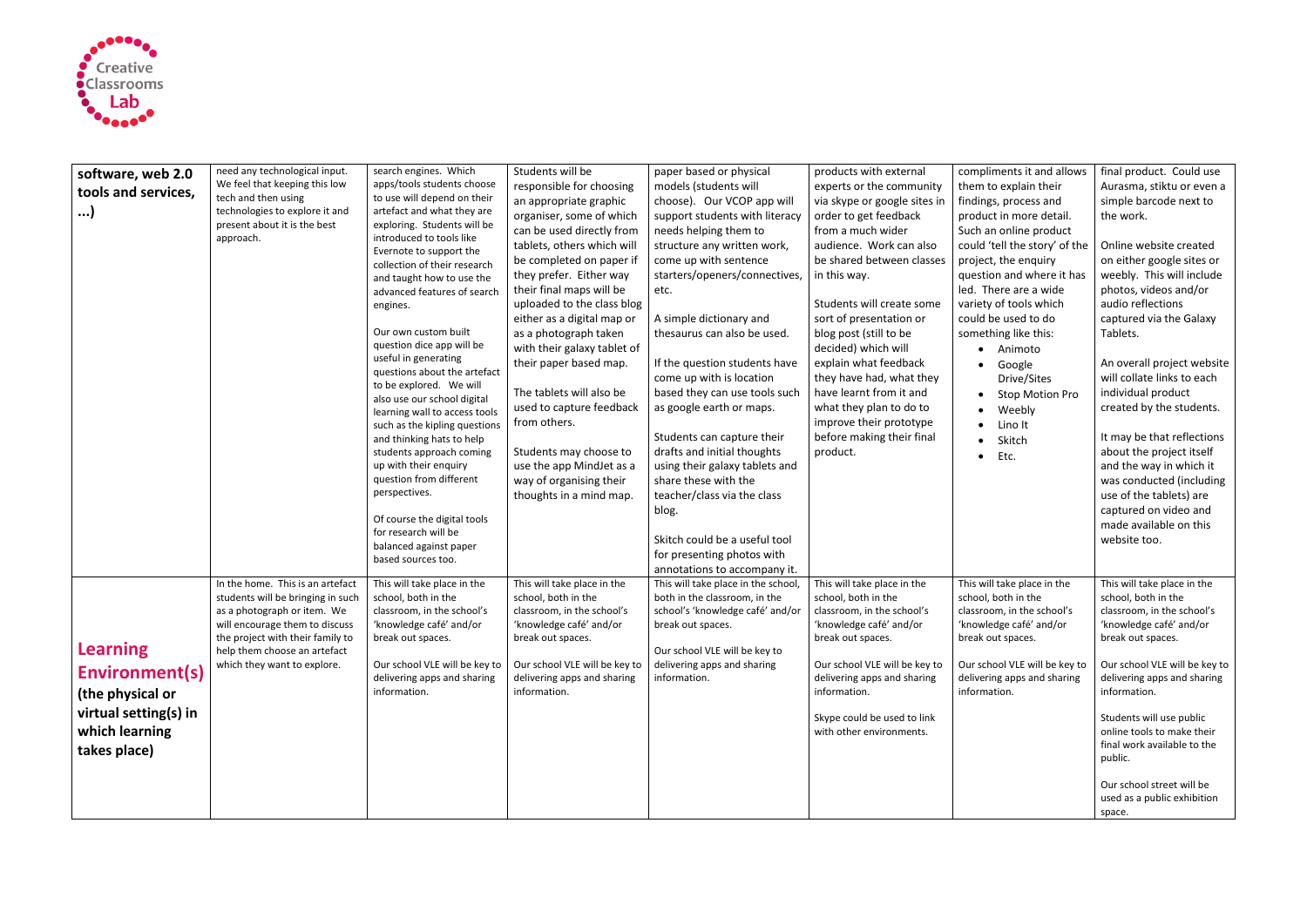| software, web 2.0 tools and services, ...) | need any technological input. We feel that keeping this low tech and then using technologies to explore it and present about it is the best approach. | search engines. Which apps/tools students choose to use will depend on their artefact and what they are exploring. Students will be introduced to tools like Evernote to support the collection of their research and taught how to use the advanced features of search engines.<br><br>Our own custom built question dice app will be useful in generating questions about the artefact to be explored. We will also use our school digital learning wall to access tools such as the kipling questions and thinking hats to help students approach coming up with their enquiry question from different perspectives.<br><br>Of course the digital tools for research will be balanced against paper based sources too. | Students will be responsible for choosing an appropriate graphic organiser, some of which can be used directly from tablets, others which will be completed on paper if they prefer. Either way their final maps will be uploaded to the class blog either as a digital map or as a photograph taken with their galaxy tablet of their paper based map.<br><br>The tablets will also be used to capture feedback from others.<br><br>Students may choose to use the app MindJet as a way of organising their thoughts in a mind map. | paper based or physical models (students will choose). Our VCOP app will support students with literacy needs helping them to structure any written work, come up with sentence starters/openers/connectives, etc.<br><br>A simple dictionary and thesaurus can also be used.<br><br>If the question students have come up with is location based they can use tools such as google earth or maps.<br><br>Students can capture their drafts and initial thoughts using their galaxy tablets and share these with the teacher/class via the class blog.<br><br>Skitch could be a useful tool for presenting photos with annotations to accompany it. | products with external experts or the community via skype or google sites in order to get feedback from a much wider audience. Work can also be shared between classes in this way.<br><br>Students will create some sort of presentation or blog post (still to be decided) which will explain what feedback they have had, what they have learnt from it and what they plan to do to improve their prototype before making their final product. | compliments it and allows them to explain their findings, process and product in more detail. Such an online product could 'tell the story' of the project, the enquiry question and where it has led. There are a wide variety of tools which could be used to do something like this:<br>• Animoto<br>• Google Drive/Sites<br>• Stop Motion Pro<br>• Weebly<br>• Lino It<br>• Skitch<br>• Etc. | final product. Could use Aurasma, stiktu or even a simple barcode next to the work.<br><br>Online website created on either google sites or weebly. This will include photos, videos and/or audio reflections captured via the Galaxy Tablets.<br><br>An overall project website will collate links to each individual product created by the students.<br><br>It may be that reflections about the project itself and the way in which it was conducted (including use of the tablets) are captured on video and made available on this website too. |
|---|---|---|---|---|---|---|---|
| **Learning Environment(s)** **(the physical or virtual setting(s) in which learning takes place)** | In the home. This is an artefact students will be bringing in such as a photograph or item. We will encourage them to discuss the project with their family to help them choose an artefact which they want to explore. | This will take place in the school, both in the classroom, in the school's 'knowledge café' and/or break out spaces.<br><br>Our school VLE will be key to delivering apps and sharing information. | This will take place in the school, both in the classroom, in the school's 'knowledge café' and/or break out spaces.<br><br>Our school VLE will be key to delivering apps and sharing information. | This will take place in the school, both in the classroom, in the school's 'knowledge café' and/or break out spaces.<br><br>Our school VLE will be key to delivering apps and sharing information. | This will take place in the school, both in the classroom, in the school's 'knowledge café' and/or break out spaces.<br><br>Our school VLE will be key to delivering apps and sharing information.<br><br>Skype could be used to link with other environments. | This will take place in the school, both in the classroom, in the school's 'knowledge café' and/or break out spaces.<br><br>Our school VLE will be key to delivering apps and sharing information. | This will take place in the school, both in the classroom, in the school's 'knowledge café' and/or break out spaces.<br><br>Our school VLE will be key to delivering apps and sharing information.<br><br>Students will use public online tools to make their final work available to the public.<br><br>Our school street will be used as a public exhibition space. |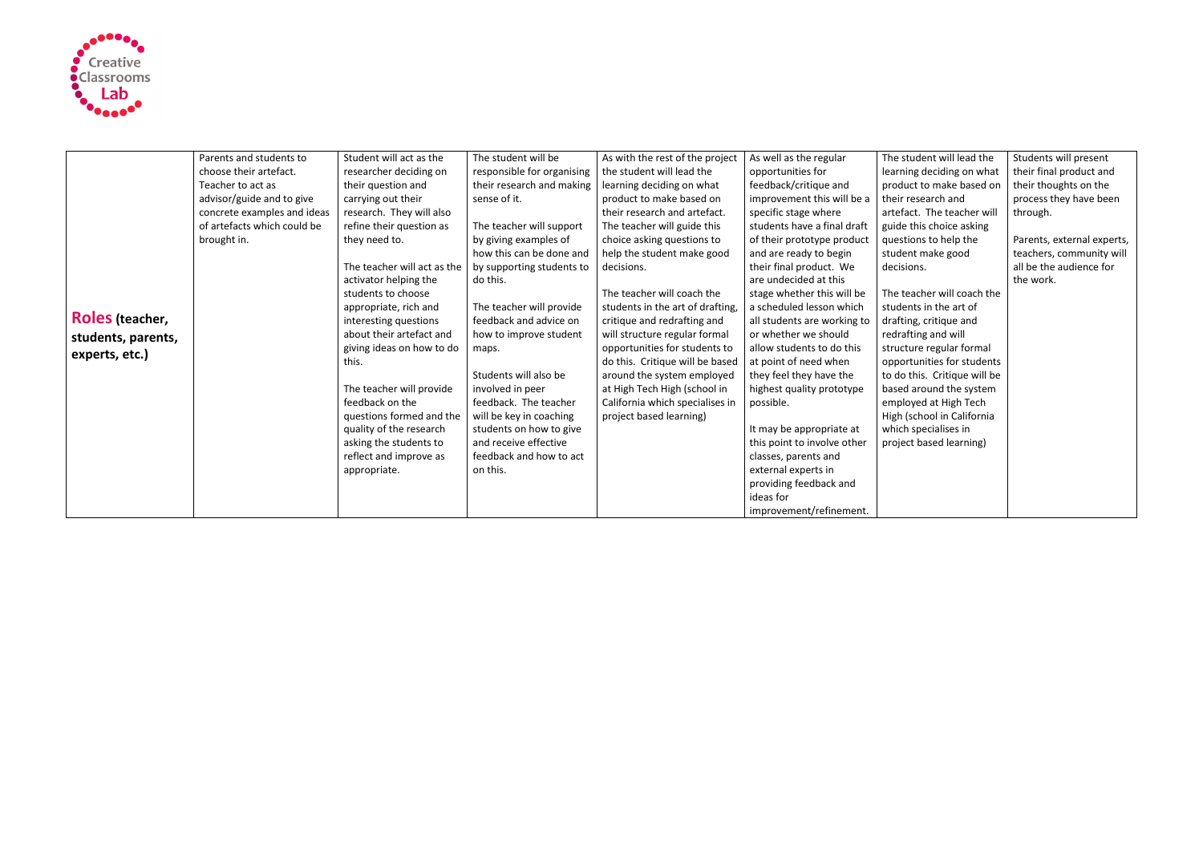| | | | | | | | | |
|---|---|---|---|---|---|---|---|---|
| **Roles (teacher, students, parents, experts, etc.)** | Parents and students to choose their artefact. Teacher to act as advisor/guide and to give concrete examples and ideas of artefacts which could be brought in. | Student will act as the researcher deciding on their question and carrying out their research. They will also refine their question as they need to.<br><br>The teacher will act as the activator helping the students to choose appropriate, rich and interesting questions about their artefact and giving ideas on how to do this.<br><br>The teacher will provide feedback on the questions formed and the quality of the research asking the students to reflect and improve as appropriate. | The student will be responsible for organising their research and making sense of it.<br><br>The teacher will support by giving examples of how this can be done and by supporting students to do this.<br><br>The teacher will provide feedback and advice on how to improve student maps.<br><br>Students will also be involved in peer feedback. The teacher will be key in coaching students on how to give and receive effective feedback and how to act on this. | As with the rest of the project the student will lead the learning deciding on what product to make based on their research and artefact. The teacher will guide this choice asking questions to help the student make good decisions.<br><br>The teacher will coach the students in the art of drafting, critique and redrafting and will structure regular formal opportunities for students to do this. Critique will be based around the system employed at High Tech High (school in California which specialises in project based learning) | As well as the regular opportunities for feedback/critique and improvement this will be a specific stage where students have a final draft of their prototype product and are ready to begin their final product. We are undecided at this stage whether this will be a scheduled lesson which all students are working to or whether we should allow students to do this at point of need when they feel they have the highest quality prototype possible.<br><br>It may be appropriate at this point to involve other classes, parents and external experts in providing feedback and ideas for improvement/refinement. | The student will lead the learning deciding on what product to make based on their research and artefact. The teacher will guide this choice asking questions to help the student make good decisions.<br><br>The teacher will coach the students in the art of drafting, critique and redrafting and will structure regular formal opportunities for students to do this. Critique will be based around the system employed at High Tech High (school in California which specialises in project based learning) | Students will present their final product and their thoughts on the process they have been through.<br><br>Parents, external experts, teachers, community will all be the audience for the work. |